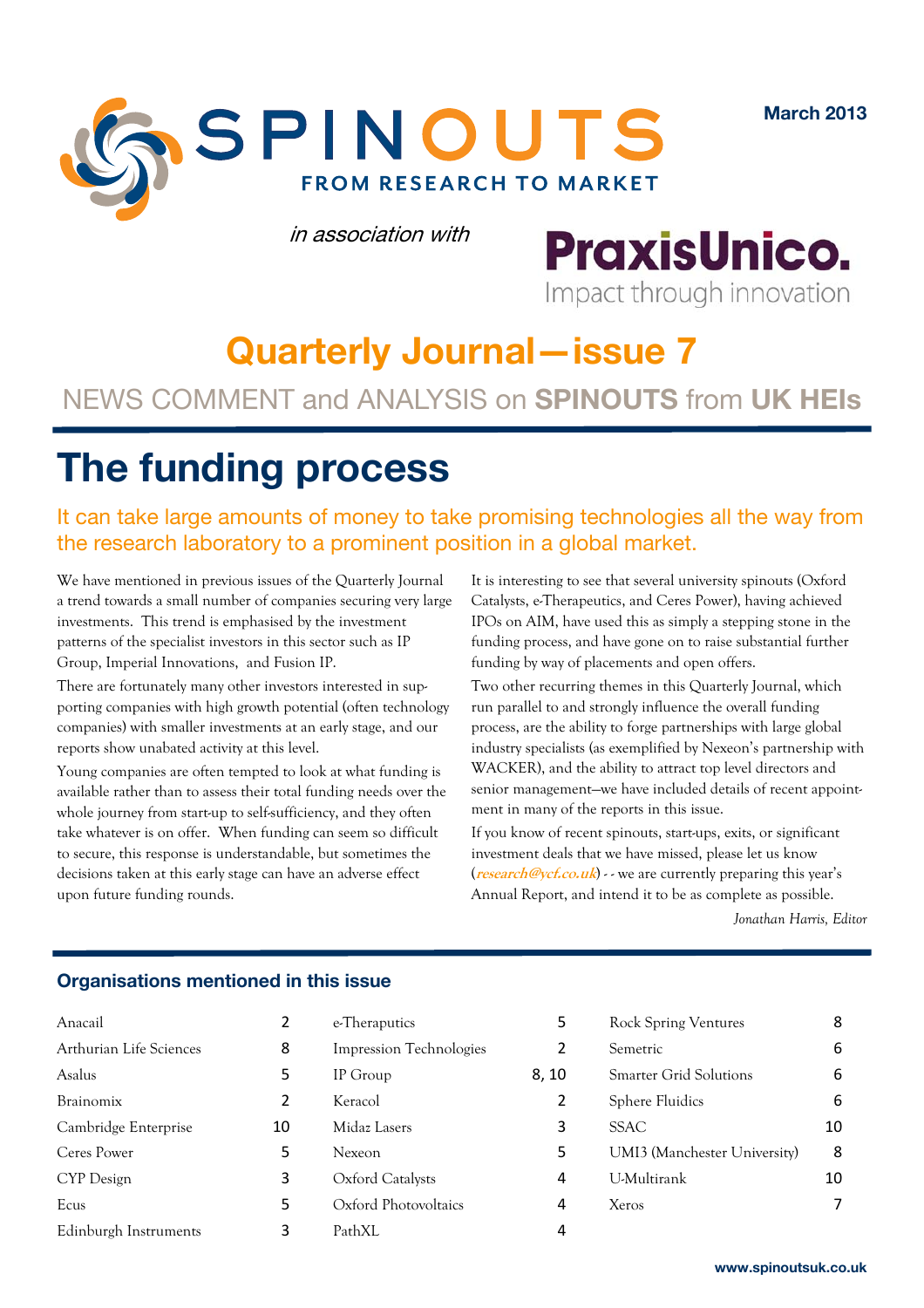# SPINOUTS

**FROM RESEARCH TO MARKET**

March 2013

*in association with*

**PraxisUnico.** Impact through innovation

## Quarterly Journal—issue 7

NEWS COMMENT and ANALYSIS on **SPINOUTS** from **UK HEIs**

# The funding process

It can take large amounts of money to take promising technologies all the way from the research laboratory to a prominent position in a global market.

We have mentioned in previous issues of the Quarterly Journal a trend towards a small number of companies securing very large investments. This trend is emphasised by the investment patterns of the specialist investors in this sector such as IP Group, Imperial Innovations, and Fusion IP.

There are fortunately many other investors interested in supporting companies with high growth potential (often technology companies) with smaller investments at an early stage, and our reports show unabated activity at this level.

Young companies are often tempted to look at what funding is available rather than to assess their total funding needs over the whole journey from start-up to self-sufficiency, and they often take whatever is on offer. When funding can seem so difficult to secure, this response is understandable, but sometimes the decisions taken at this early stage can have an adverse effect upon future funding rounds.

It is interesting to see that several university spinouts (Oxford Catalysts, e-Therapeutics, and Ceres Power), having achieved IPOs on AIM, have used this as simply a stepping stone in the funding process, and have gone on to raise substantial further funding by way of placements and open offers.

Two other recurring themes in this Quarterly Journal, which run parallel to and strongly influence the overall funding process, are the ability to forge partnerships with large global industry specialists (as exemplified by Nexeon's partnership with WACKER), and the ability to attract top level directors and senior management—we have included details of recent appointment in many of the reports in this issue.

If you know of recent spinouts, start-ups, exits, or significant investment deals that we have missed, please let us know (***research@ycf.co.uk***) - - we are currently preparing this year's Annual Report, and intend it to be as complete as possible.

*Jonathan Harris, Editor*

### Organisations mentioned in this issue

| Organisation | Page | Organisation | Page | Organisation | Page |
|---|---|---|---|---|---|
| Anacail | 2 | e-Theraputics | 5 | Rock Spring Ventures | 8 |
| Arthurian Life Sciences | 8 | Impression Technologies | 2 | Semetric | 6 |
| Asalus | 5 | IP Group | 8, 10 | Smarter Grid Solutions | 6 |
| Brainomix | 2 | Keracol | 2 | Sphere Fluidics | 6 |
| Cambridge Enterprise | 10 | Midaz Lasers | 3 | SSAC | 10 |
| Ceres Power | 5 | Nexeon | 5 | UMI3 (Manchester University) | 8 |
| CYP Design | 3 | Oxford Catalysts | 4 | U-Multirank | 10 |
| Ecus | 5 | Oxford Photovoltaics | 4 | Xeros | 7 |
| Edinburgh Instruments | 3 | PathXL | 4 | | |

www.spinoutsuk.co.uk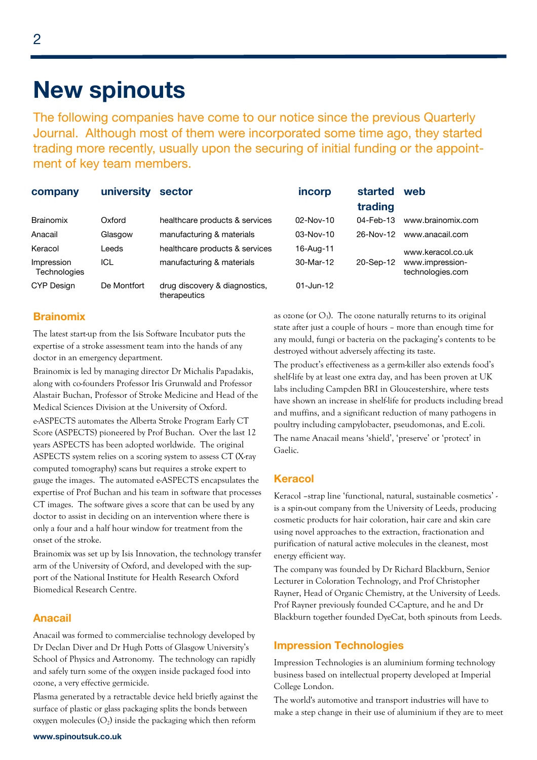# New spinouts

The following companies have come to our notice since the previous Quarterly Journal. Although most of them were incorporated some time ago, they started trading more recently, usually upon the securing of initial funding or the appointment of key team members.

| company | university | sector | incorp | started trading | web |
|---|---|---|---|---|---|
| Brainomix | Oxford | healthcare products & services | 02-Nov-10 | 04-Feb-13 | www.brainomix.com |
| Anacail | Glasgow | manufacturing & materials | 03-Nov-10 | 26-Nov-12 | www.anacail.com |
| Keracol | Leeds | healthcare products & services | 16-Aug-11 | | www.keracol.co.uk |
| Impression Technologies | ICL | manufacturing & materials | 30-Mar-12 | 20-Sep-12 | www.impression-technologies.com |
| CYP Design | De Montfort | drug discovery & diagnostics, therapeutics | 01-Jun-12 | | |

## Brainomix

The latest start-up from the Isis Software Incubator puts the expertise of a stroke assessment team into the hands of any doctor in an emergency department.

Brainomix is led by managing director Dr Michalis Papadakis, along with co-founders Professor Iris Grunwald and Professor Alastair Buchan, Professor of Stroke Medicine and Head of the Medical Sciences Division at the University of Oxford.

e-ASPECTS automates the Alberta Stroke Program Early CT Score (ASPECTS) pioneered by Prof Buchan. Over the last 12 years ASPECTS has been adopted worldwide. The original ASPECTS system relies on a scoring system to assess CT (X-ray computed tomography) scans but requires a stroke expert to gauge the images. The automated e-ASPECTS encapsulates the expertise of Prof Buchan and his team in software that processes CT images. The software gives a score that can be used by any doctor to assist in deciding on an intervention where there is only a four and a half hour window for treatment from the onset of the stroke.

Brainomix was set up by Isis Innovation, the technology transfer arm of the University of Oxford, and developed with the support of the National Institute for Health Research Oxford Biomedical Research Centre.

## Anacail

Anacail was formed to commercialise technology developed by Dr Declan Diver and Dr Hugh Potts of Glasgow University's School of Physics and Astronomy. The technology can rapidly and safely turn some of the oxygen inside packaged food into ozone, a very effective germicide.

Plasma generated by a retractable device held briefly against the surface of plastic or glass packaging splits the bonds between oxygen molecules ($O_2$) inside the packaging which then reform as ozone (or $O_3$). The ozone naturally returns to its original state after just a couple of hours – more than enough time for any mould, fungi or bacteria on the packaging's contents to be destroyed without adversely affecting its taste.

The product's effectiveness as a germ-killer also extends food's shelf-life by at least one extra day, and has been proven at UK labs including Campden BRI in Gloucestershire, where tests have shown an increase in shelf-life for products including bread and muffins, and a significant reduction of many pathogens in poultry including campylobacter, pseudomonas, and E.coli.

The name Anacail means 'shield', 'preserve' or 'protect' in Gaelic.

## Keracol

Keracol –strap line 'functional, natural, sustainable cosmetics' - is a spin-out company from the University of Leeds, producing cosmetic products for hair coloration, hair care and skin care using novel approaches to the extraction, fractionation and purification of natural active molecules in the cleanest, most energy efficient way.

The company was founded by Dr Richard Blackburn, Senior Lecturer in Coloration Technology, and Prof Christopher Rayner, Head of Organic Chemistry, at the University of Leeds. Prof Rayner previously founded C-Capture, and he and Dr Blackburn together founded DyeCat, both spinouts from Leeds.

## Impression Technologies

Impression Technologies is an aluminium forming technology business based on intellectual property developed at Imperial College London.

The world's automotive and transport industries will have to make a step change in their use of aluminium if they are to meet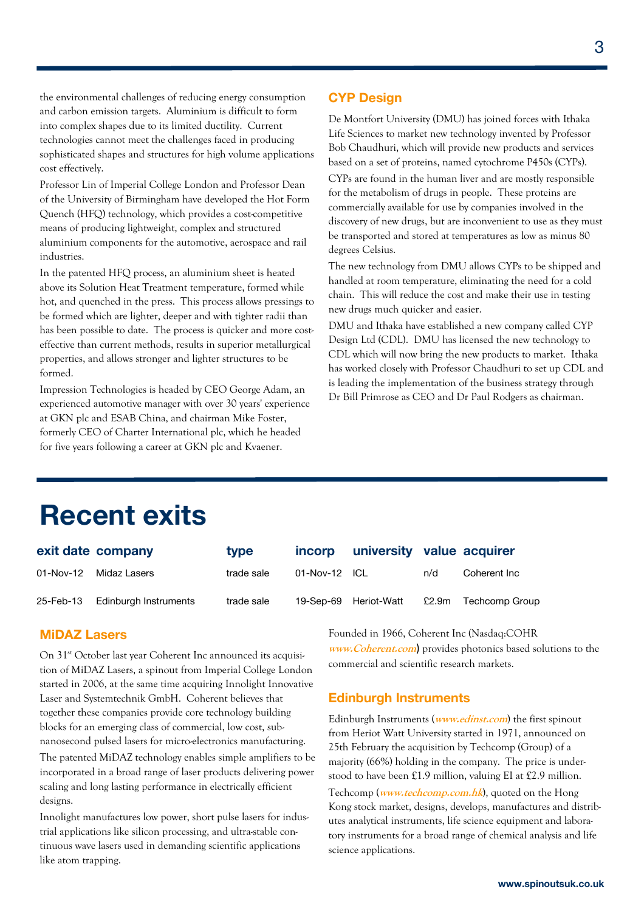the environmental challenges of reducing energy consumption and carbon emission targets. Aluminium is difficult to form into complex shapes due to its limited ductility. Current technologies cannot meet the challenges faced in producing sophisticated shapes and structures for high volume applications cost effectively.

Professor Lin of Imperial College London and Professor Dean of the University of Birmingham have developed the Hot Form Quench (HFQ) technology, which provides a cost-competitive means of producing lightweight, complex and structured aluminium components for the automotive, aerospace and rail industries.

In the patented HFQ process, an aluminium sheet is heated above its Solution Heat Treatment temperature, formed while hot, and quenched in the press. This process allows pressings to be formed which are lighter, deeper and with tighter radii than has been possible to date. The process is quicker and more cost-effective than current methods, results in superior metallurgical properties, and allows stronger and lighter structures to be formed.

Impression Technologies is headed by CEO George Adam, an experienced automotive manager with over 30 years' experience at GKN plc and ESAB China, and chairman Mike Foster, formerly CEO of Charter International plc, which he headed for five years following a career at GKN plc and Kvaener.

### CYP Design

De Montfort University (DMU) has joined forces with Ithaka Life Sciences to market new technology invented by Professor Bob Chaudhuri, which will provide new products and services based on a set of proteins, named cytochrome P450s (CYPs).

CYPs are found in the human liver and are mostly responsible for the metabolism of drugs in people. These proteins are commercially available for use by companies involved in the discovery of new drugs, but are inconvenient to use as they must be transported and stored at temperatures as low as minus 80 degrees Celsius.

The new technology from DMU allows CYPs to be shipped and handled at room temperature, eliminating the need for a cold chain. This will reduce the cost and make their use in testing new drugs much quicker and easier.

DMU and Ithaka have established a new company called CYP Design Ltd (CDL). DMU has licensed the new technology to CDL which will now bring the new products to market. Ithaka has worked closely with Professor Chaudhuri to set up CDL and is leading the implementation of the business strategy through Dr Bill Primrose as CEO and Dr Paul Rodgers as chairman.

# Recent exits

| exit date | company | type | incorp | university | value | acquirer |
|---|---|---|---|---|---|---|
| 01-Nov-12 | Midaz Lasers | trade sale | 01-Nov-12 | ICL | n/d | Coherent Inc |
| 25-Feb-13 | Edinburgh Instruments | trade sale | 19-Sep-69 | Heriot-Watt | £2.9m | Techcomp Group |

### MiDAZ Lasers

On 31st October last year Coherent Inc announced its acquisition of MiDAZ Lasers, a spinout from Imperial College London started in 2006, at the same time acquiring Innolight Innovative Laser and Systemtechnik GmbH. Coherent believes that together these companies provide core technology building blocks for an emerging class of commercial, low cost, sub-nanosecond pulsed lasers for micro-electronics manufacturing.

The patented MiDAZ technology enables simple amplifiers to be incorporated in a broad range of laser products delivering power scaling and long lasting performance in electrically efficient designs.

Innolight manufactures low power, short pulse lasers for industrial applications like silicon processing, and ultra-stable continuous wave lasers used in demanding scientific applications like atom trapping.

Founded in 1966, Coherent Inc (Nasdaq:COHR *www.Coherent.com*) provides photonics based solutions to the commercial and scientific research markets.

### Edinburgh Instruments

Edinburgh Instruments (*www.edinst.com*) the first spinout from Heriot Watt University started in 1971, announced on 25th February the acquisition by Techcomp (Group) of a majority (66%) holding in the company. The price is understood to have been £1.9 million, valuing EI at £2.9 million.

Techcomp (*www.techcomp.com.hk*), quoted on the Hong Kong stock market, designs, develops, manufactures and distributes analytical instruments, life science equipment and laboratory instruments for a broad range of chemical analysis and life science applications.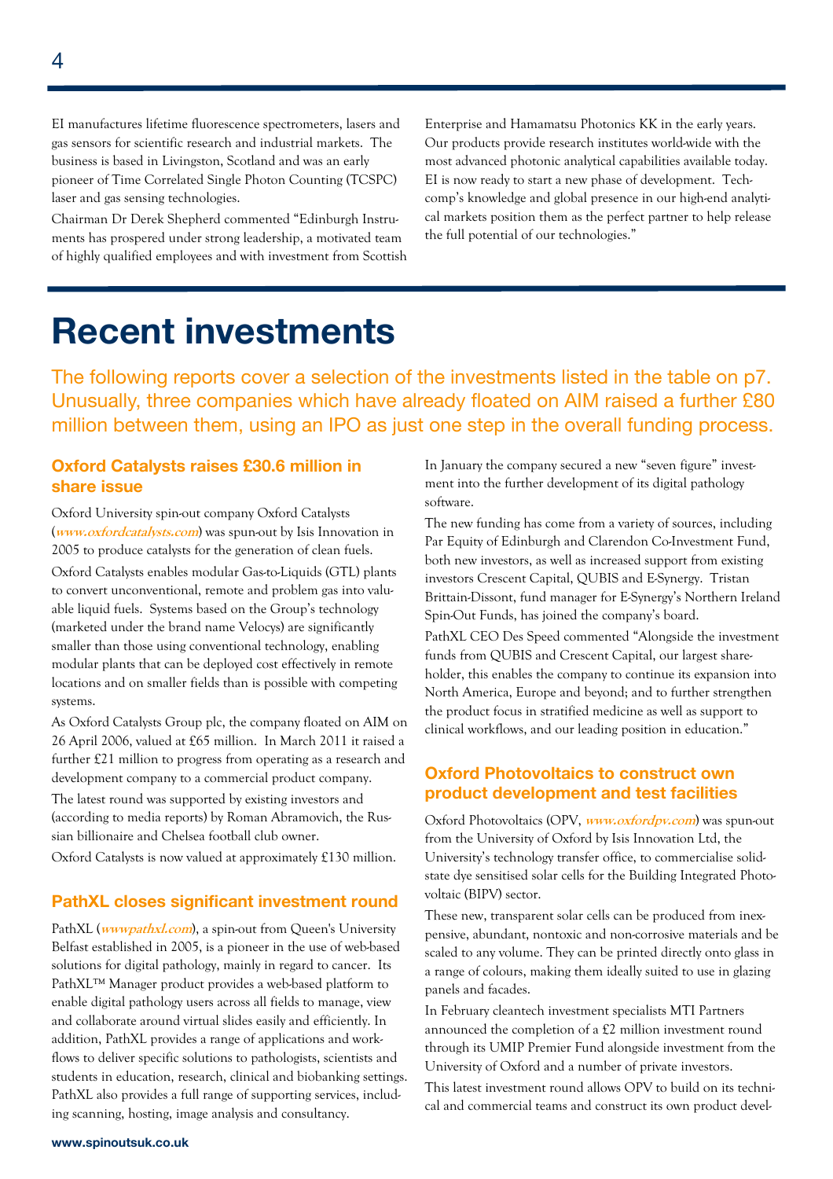EI manufactures lifetime fluorescence spectrometers, lasers and gas sensors for scientific research and industrial markets. The business is based in Livingston, Scotland and was an early pioneer of Time Correlated Single Photon Counting (TCSPC) laser and gas sensing technologies.

Chairman Dr Derek Shepherd commented "Edinburgh Instruments has prospered under strong leadership, a motivated team of highly qualified employees and with investment from Scottish Enterprise and Hamamatsu Photonics KK in the early years. Our products provide research institutes world-wide with the most advanced photonic analytical capabilities available today. EI is now ready to start a new phase of development. Techcomp's knowledge and global presence in our high-end analytical markets position them as the perfect partner to help release the full potential of our technologies."

# Recent investments

The following reports cover a selection of the investments listed in the table on p7. Unusually, three companies which have already floated on AIM raised a further £80 million between them, using an IPO as just one step in the overall funding process.

## Oxford Catalysts raises £30.6 million in share issue

Oxford University spin-out company Oxford Catalysts (*www.oxfordcatalysts.com*) was spun-out by Isis Innovation in 2005 to produce catalysts for the generation of clean fuels.

Oxford Catalysts enables modular Gas-to-Liquids (GTL) plants to convert unconventional, remote and problem gas into valuable liquid fuels. Systems based on the Group's technology (marketed under the brand name Velocys) are significantly smaller than those using conventional technology, enabling modular plants that can be deployed cost effectively in remote locations and on smaller fields than is possible with competing systems.

As Oxford Catalysts Group plc, the company floated on AIM on 26 April 2006, valued at £65 million. In March 2011 it raised a further £21 million to progress from operating as a research and development company to a commercial product company.

The latest round was supported by existing investors and (according to media reports) by Roman Abramovich, the Russian billionaire and Chelsea football club owner.

Oxford Catalysts is now valued at approximately £130 million.

## PathXL closes significant investment round

PathXL (*wwwpathxl.com*), a spin-out from Queen's University Belfast established in 2005, is a pioneer in the use of web-based solutions for digital pathology, mainly in regard to cancer. Its PathXL™ Manager product provides a web-based platform to enable digital pathology users across all fields to manage, view and collaborate around virtual slides easily and efficiently. In addition, PathXL provides a range of applications and workflows to deliver specific solutions to pathologists, scientists and students in education, research, clinical and biobanking settings. PathXL also provides a full range of supporting services, including scanning, hosting, image analysis and consultancy.

In January the company secured a new "seven figure" investment into the further development of its digital pathology software.

The new funding has come from a variety of sources, including Par Equity of Edinburgh and Clarendon Co-Investment Fund, both new investors, as well as increased support from existing investors Crescent Capital, QUBIS and E-Synergy. Tristan Brittain-Dissont, fund manager for E-Synergy's Northern Ireland Spin-Out Funds, has joined the company's board.

PathXL CEO Des Speed commented "Alongside the investment funds from QUBIS and Crescent Capital, our largest shareholder, this enables the company to continue its expansion into North America, Europe and beyond; and to further strengthen the product focus in stratified medicine as well as support to clinical workflows, and our leading position in education."

## Oxford Photovoltaics to construct own product development and test facilities

Oxford Photovoltaics (OPV, *www.oxfordpv.com*) was spun-out from the University of Oxford by Isis Innovation Ltd, the University's technology transfer office, to commercialise solid-state dye sensitised solar cells for the Building Integrated Photovoltaic (BIPV) sector.

These new, transparent solar cells can be produced from inexpensive, abundant, nontoxic and non-corrosive materials and be scaled to any volume. They can be printed directly onto glass in a range of colours, making them ideally suited to use in glazing panels and facades.

In February cleantech investment specialists MTI Partners announced the completion of a £2 million investment round through its UMIP Premier Fund alongside investment from the University of Oxford and a number of private investors.

This latest investment round allows OPV to build on its technical and commercial teams and construct its own product devel-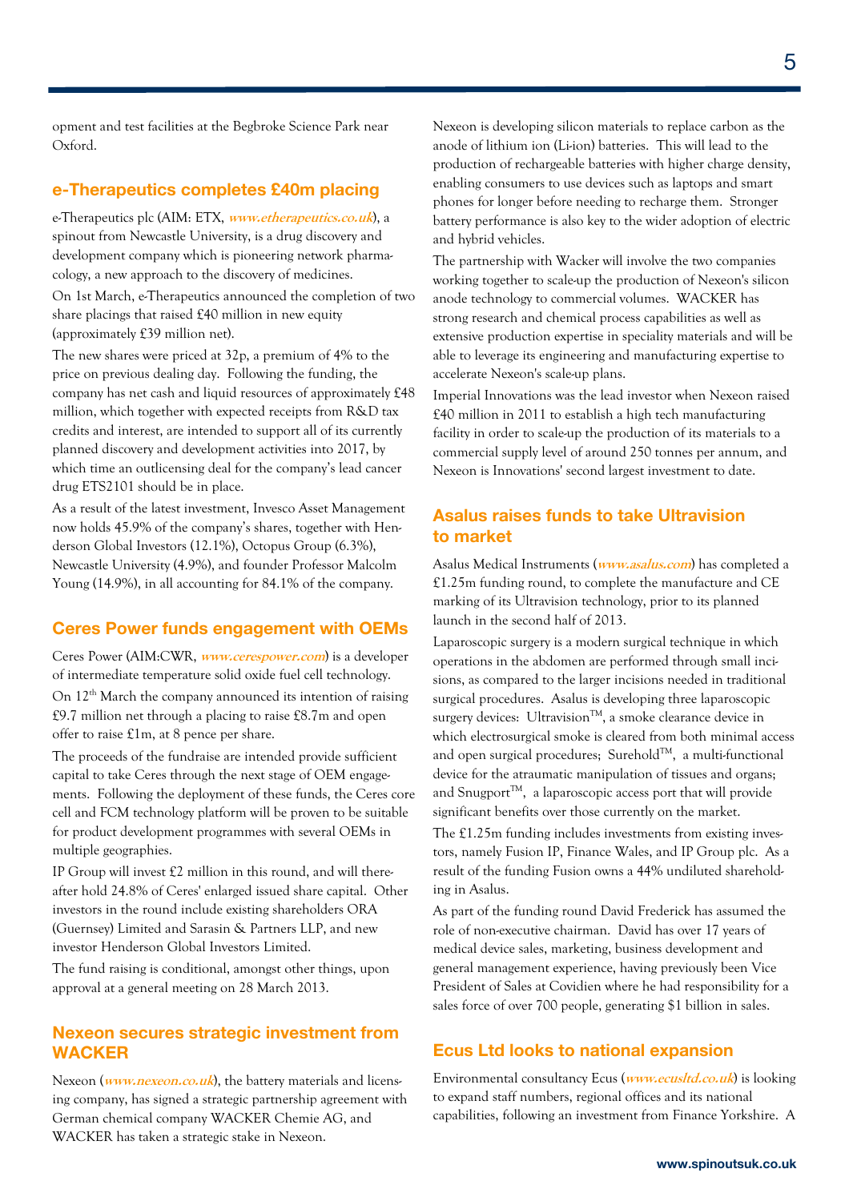opment and test facilities at the Begbroke Science Park near Oxford.

## e-Therapeutics completes £40m placing

e-Therapeutics plc (AIM: ETX, ***www.etherapeutics.co.uk***), a spinout from Newcastle University, is a drug discovery and development company which is pioneering network pharmacology, a new approach to the discovery of medicines.

On 1st March, e-Therapeutics announced the completion of two share placings that raised £40 million in new equity (approximately £39 million net).

The new shares were priced at 32p, a premium of 4% to the price on previous dealing day. Following the funding, the company has net cash and liquid resources of approximately £48 million, which together with expected receipts from R&D tax credits and interest, are intended to support all of its currently planned discovery and development activities into 2017, by which time an outlicensing deal for the company's lead cancer drug ETS2101 should be in place.

As a result of the latest investment, Invesco Asset Management now holds 45.9% of the company's shares, together with Henderson Global Investors (12.1%), Octopus Group (6.3%), Newcastle University (4.9%), and founder Professor Malcolm Young (14.9%), in all accounting for 84.1% of the company.

## Ceres Power funds engagement with OEMs

Ceres Power (AIM:CWR, ***www.cerespower.com***) is a developer of intermediate temperature solid oxide fuel cell technology.

On 12th March the company announced its intention of raising £9.7 million net through a placing to raise £8.7m and open offer to raise £1m, at 8 pence per share.

The proceeds of the fundraise are intended provide sufficient capital to take Ceres through the next stage of OEM engagements. Following the deployment of these funds, the Ceres core cell and FCM technology platform will be proven to be suitable for product development programmes with several OEMs in multiple geographies.

IP Group will invest £2 million in this round, and will thereafter hold 24.8% of Ceres' enlarged issued share capital. Other investors in the round include existing shareholders ORA (Guernsey) Limited and Sarasin & Partners LLP, and new investor Henderson Global Investors Limited.

The fund raising is conditional, amongst other things, upon approval at a general meeting on 28 March 2013.

## Nexeon secures strategic investment from WACKER

Nexeon (***www.nexeon.co.uk***), the battery materials and licensing company, has signed a strategic partnership agreement with German chemical company WACKER Chemie AG, and WACKER has taken a strategic stake in Nexeon.

Nexeon is developing silicon materials to replace carbon as the anode of lithium ion (Li-ion) batteries. This will lead to the production of rechargeable batteries with higher charge density, enabling consumers to use devices such as laptops and smart phones for longer before needing to recharge them. Stronger battery performance is also key to the wider adoption of electric and hybrid vehicles.

The partnership with Wacker will involve the two companies working together to scale-up the production of Nexeon's silicon anode technology to commercial volumes. WACKER has strong research and chemical process capabilities as well as extensive production expertise in speciality materials and will be able to leverage its engineering and manufacturing expertise to accelerate Nexeon's scale-up plans.

Imperial Innovations was the lead investor when Nexeon raised £40 million in 2011 to establish a high tech manufacturing facility in order to scale-up the production of its materials to a commercial supply level of around 250 tonnes per annum, and Nexeon is Innovations' second largest investment to date.

## Asalus raises funds to take Ultravision to market

Asalus Medical Instruments (***www.asalus.com***) has completed a £1.25m funding round, to complete the manufacture and CE marking of its Ultravision technology, prior to its planned launch in the second half of 2013.

Laparoscopic surgery is a modern surgical technique in which operations in the abdomen are performed through small incisions, as compared to the larger incisions needed in traditional surgical procedures. Asalus is developing three laparoscopic surgery devices: Ultravision™, a smoke clearance device in which electrosurgical smoke is cleared from both minimal access and open surgical procedures; Surehold™, a multi-functional device for the atraumatic manipulation of tissues and organs; and Snugport™, a laparoscopic access port that will provide significant benefits over those currently on the market.

The £1.25m funding includes investments from existing investors, namely Fusion IP, Finance Wales, and IP Group plc. As a result of the funding Fusion owns a 44% undiluted shareholding in Asalus.

As part of the funding round David Frederick has assumed the role of non-executive chairman. David has over 17 years of medical device sales, marketing, business development and general management experience, having previously been Vice President of Sales at Covidien where he had responsibility for a sales force of over 700 people, generating $1 billion in sales.

## Ecus Ltd looks to national expansion

Environmental consultancy Ecus (***www.ecusltd.co.uk***) is looking to expand staff numbers, regional offices and its national capabilities, following an investment from Finance Yorkshire. A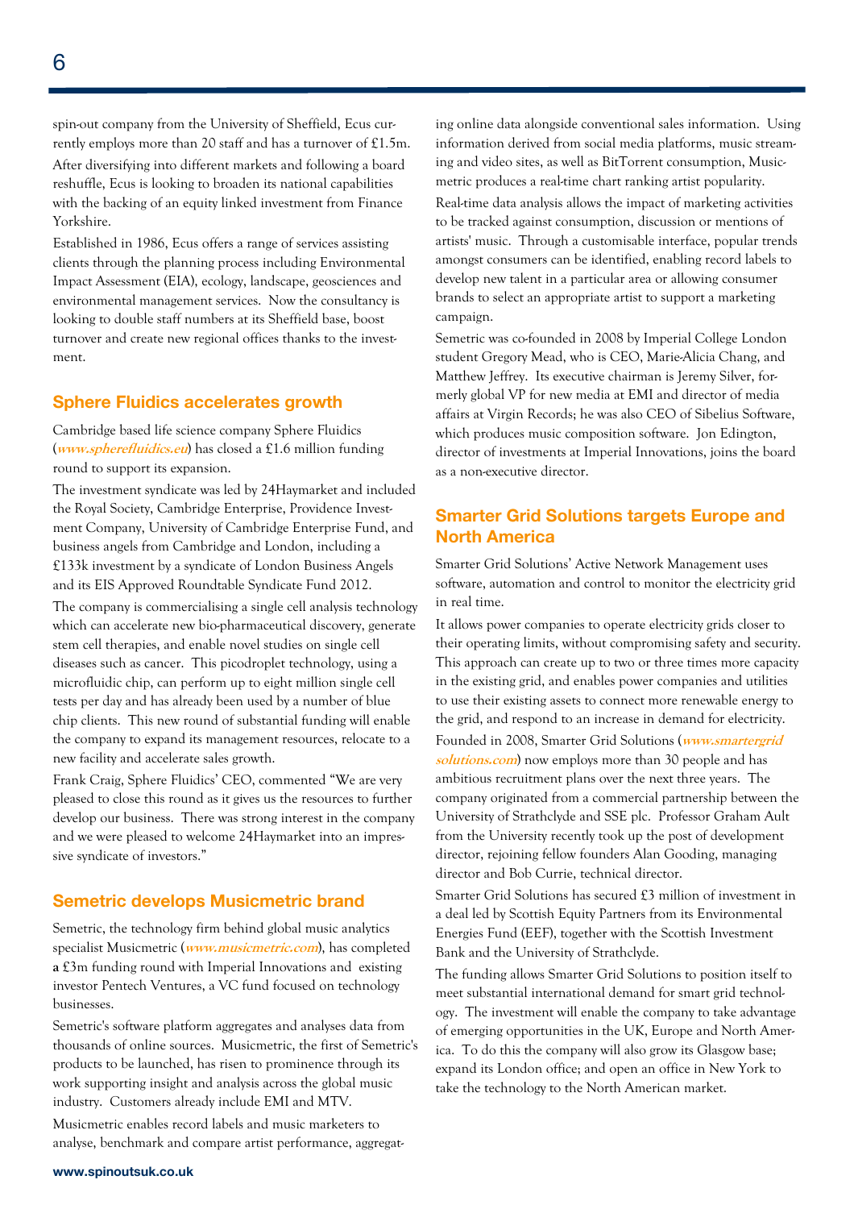spin-out company from the University of Sheffield, Ecus currently employs more than 20 staff and has a turnover of £1.5m. After diversifying into different markets and following a board reshuffle, Ecus is looking to broaden its national capabilities with the backing of an equity linked investment from Finance Yorkshire.

Established in 1986, Ecus offers a range of services assisting clients through the planning process including Environmental Impact Assessment (EIA), ecology, landscape, geosciences and environmental management services. Now the consultancy is looking to double staff numbers at its Sheffield base, boost turnover and create new regional offices thanks to the investment.

## Sphere Fluidics accelerates growth

Cambridge based life science company Sphere Fluidics (***www.spherefluidics.eu***) has closed a £1.6 million funding round to support its expansion.

The investment syndicate was led by 24Haymarket and included the Royal Society, Cambridge Enterprise, Providence Investment Company, University of Cambridge Enterprise Fund, and business angels from Cambridge and London, including a £133k investment by a syndicate of London Business Angels and its EIS Approved Roundtable Syndicate Fund 2012.

The company is commercialising a single cell analysis technology which can accelerate new bio-pharmaceutical discovery, generate stem cell therapies, and enable novel studies on single cell diseases such as cancer. This picodroplet technology, using a microfluidic chip, can perform up to eight million single cell tests per day and has already been used by a number of blue chip clients. This new round of substantial funding will enable the company to expand its management resources, relocate to a new facility and accelerate sales growth.

Frank Craig, Sphere Fluidics' CEO, commented "We are very pleased to close this round as it gives us the resources to further develop our business. There was strong interest in the company and we were pleased to welcome 24Haymarket into an impressive syndicate of investors."

## Semetric develops Musicmetric brand

Semetric, the technology firm behind global music analytics specialist Musicmetric (***www.musicmetric.com***), has completed a £3m funding round with Imperial Innovations and existing investor Pentech Ventures, a VC fund focused on technology businesses.

Semetric's software platform aggregates and analyses data from thousands of online sources. Musicmetric, the first of Semetric's products to be launched, has risen to prominence through its work supporting insight and analysis across the global music industry. Customers already include EMI and MTV.

Musicmetric enables record labels and music marketers to analyse, benchmark and compare artist performance, aggregating online data alongside conventional sales information. Using information derived from social media platforms, music streaming and video sites, as well as BitTorrent consumption, Musicmetric produces a real-time chart ranking artist popularity.

Real-time data analysis allows the impact of marketing activities to be tracked against consumption, discussion or mentions of artists' music. Through a customisable interface, popular trends amongst consumers can be identified, enabling record labels to develop new talent in a particular area or allowing consumer brands to select an appropriate artist to support a marketing campaign.

Semetric was co-founded in 2008 by Imperial College London student Gregory Mead, who is CEO, Marie-Alicia Chang, and Matthew Jeffrey. Its executive chairman is Jeremy Silver, formerly global VP for new media at EMI and director of media affairs at Virgin Records; he was also CEO of Sibelius Software, which produces music composition software. Jon Edington, director of investments at Imperial Innovations, joins the board as a non-executive director.

## Smarter Grid Solutions targets Europe and North America

Smarter Grid Solutions' Active Network Management uses software, automation and control to monitor the electricity grid in real time.

It allows power companies to operate electricity grids closer to their operating limits, without compromising safety and security. This approach can create up to two or three times more capacity in the existing grid, and enables power companies and utilities to use their existing assets to connect more renewable energy to the grid, and respond to an increase in demand for electricity.

Founded in 2008, Smarter Grid Solutions (***www.smartergridsolutions.com***) now employs more than 30 people and has ambitious recruitment plans over the next three years. The company originated from a commercial partnership between the University of Strathclyde and SSE plc. Professor Graham Ault from the University recently took up the post of development director, rejoining fellow founders Alan Gooding, managing director and Bob Currie, technical director.

Smarter Grid Solutions has secured £3 million of investment in a deal led by Scottish Equity Partners from its Environmental Energies Fund (EEF), together with the Scottish Investment Bank and the University of Strathclyde.

The funding allows Smarter Grid Solutions to position itself to meet substantial international demand for smart grid technology. The investment will enable the company to take advantage of emerging opportunities in the UK, Europe and North America. To do this the company will also grow its Glasgow base; expand its London office; and open an office in New York to take the technology to the North American market.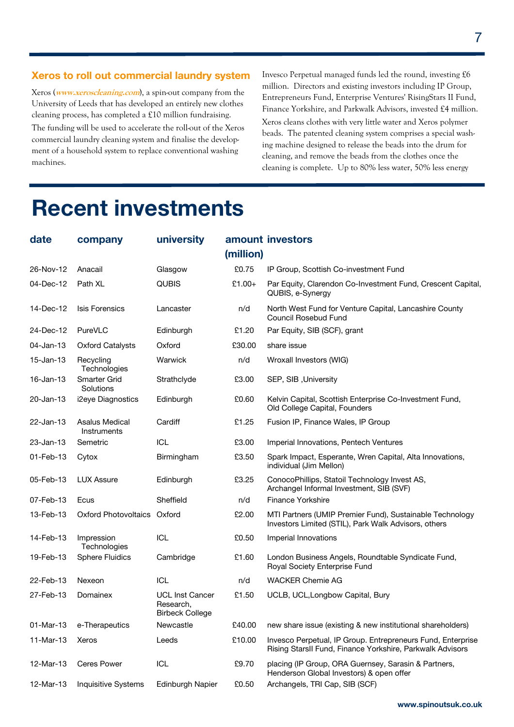## Xeros to roll out commercial laundry system

Xeros (*www.xeroscleaning.com*), a spin-out company from the University of Leeds that has developed an entirely new clothes cleaning process, has completed a £10 million fundraising.

The funding will be used to accelerate the roll-out of the Xeros commercial laundry cleaning system and finalise the development of a household system to replace conventional washing machines.

Invesco Perpetual managed funds led the round, investing £6 million. Directors and existing investors including IP Group, Entrepreneurs Fund, Enterprise Ventures' RisingStars II Fund, Finance Yorkshire, and Parkwalk Advisors, invested £4 million.

Xeros cleans clothes with very little water and Xeros polymer beads. The patented cleaning system comprises a special washing machine designed to release the beads into the drum for cleaning, and remove the beads from the clothes once the cleaning is complete. Up to 80% less water, 50% less energy

# Recent investments

| date | company | university | amount (million) | investors |
|---|---|---|---|---|
| 26-Nov-12 | Anacail | Glasgow | £0.75 | IP Group, Scottish Co-investment Fund |
| 04-Dec-12 | Path XL | QUBIS | £1.00+ | Par Equity, Clarendon Co-Investment Fund, Crescent Capital, QUBIS, e-Synergy |
| 14-Dec-12 | Isis Forensics | Lancaster | n/d | North West Fund for Venture Capital, Lancashire County Council Rosebud Fund |
| 24-Dec-12 | PureVLC | Edinburgh | £1.20 | Par Equity, SIB (SCF), grant |
| 04-Jan-13 | Oxford Catalysts | Oxford | £30.00 | share issue |
| 15-Jan-13 | Recycling Technologies | Warwick | n/d | Wroxall Investors (WIG) |
| 16-Jan-13 | Smarter Grid Solutions | Strathclyde | £3.00 | SEP, SIB ,University |
| 20-Jan-13 | i2eye Diagnostics | Edinburgh | £0.60 | Kelvin Capital, Scottish Enterprise Co-Investment Fund, Old College Capital, Founders |
| 22-Jan-13 | Asalus Medical Instruments | Cardiff | £1.25 | Fusion IP, Finance Wales, IP Group |
| 23-Jan-13 | Semetric | ICL | £3.00 | Imperial Innovations, Pentech Ventures |
| 01-Feb-13 | Cytox | Birmingham | £3.50 | Spark Impact, Esperante, Wren Capital, Alta Innovations, individual (Jim Mellon) |
| 05-Feb-13 | LUX Assure | Edinburgh | £3.25 | ConocoPhillips, Statoil Technology Invest AS, Archangel Informal Investment, SIB (SVF) |
| 07-Feb-13 | Ecus | Sheffield | n/d | Finance Yorkshire |
| 13-Feb-13 | Oxford Photovoltaics | Oxford | £2.00 | MTI Partners (UMIP Premier Fund), Sustainable Technology Investors Limited (STIL), Park Walk Advisors, others |
| 14-Feb-13 | Impression Technologies | ICL | £0.50 | Imperial Innovations |
| 19-Feb-13 | Sphere Fluidics | Cambridge | £1.60 | London Business Angels, Roundtable Syndicate Fund, Royal Society Enterprise Fund |
| 22-Feb-13 | Nexeon | ICL | n/d | WACKER Chemie AG |
| 27-Feb-13 | Domainex | UCL Inst Cancer Research, Birbeck College | £1.50 | UCLB, UCL,Longbow Capital, Bury |
| 01-Mar-13 | e-Therapeutics | Newcastle | £40.00 | new share issue (existing & new institutional shareholders) |
| 11-Mar-13 | Xeros | Leeds | £10.00 | Invesco Perpetual, IP Group. Entrepreneurs Fund, Enterprise Rising StarsII Fund, Finance Yorkshire, Parkwalk Advisors |
| 12-Mar-13 | Ceres Power | ICL | £9.70 | placing (IP Group, ORA Guernsey, Sarasin & Partners, Henderson Global Investors) & open offer |
| 12-Mar-13 | Inquisitive Systems | Edinburgh Napier | £0.50 | Archangels, TRI Cap, SIB (SCF) |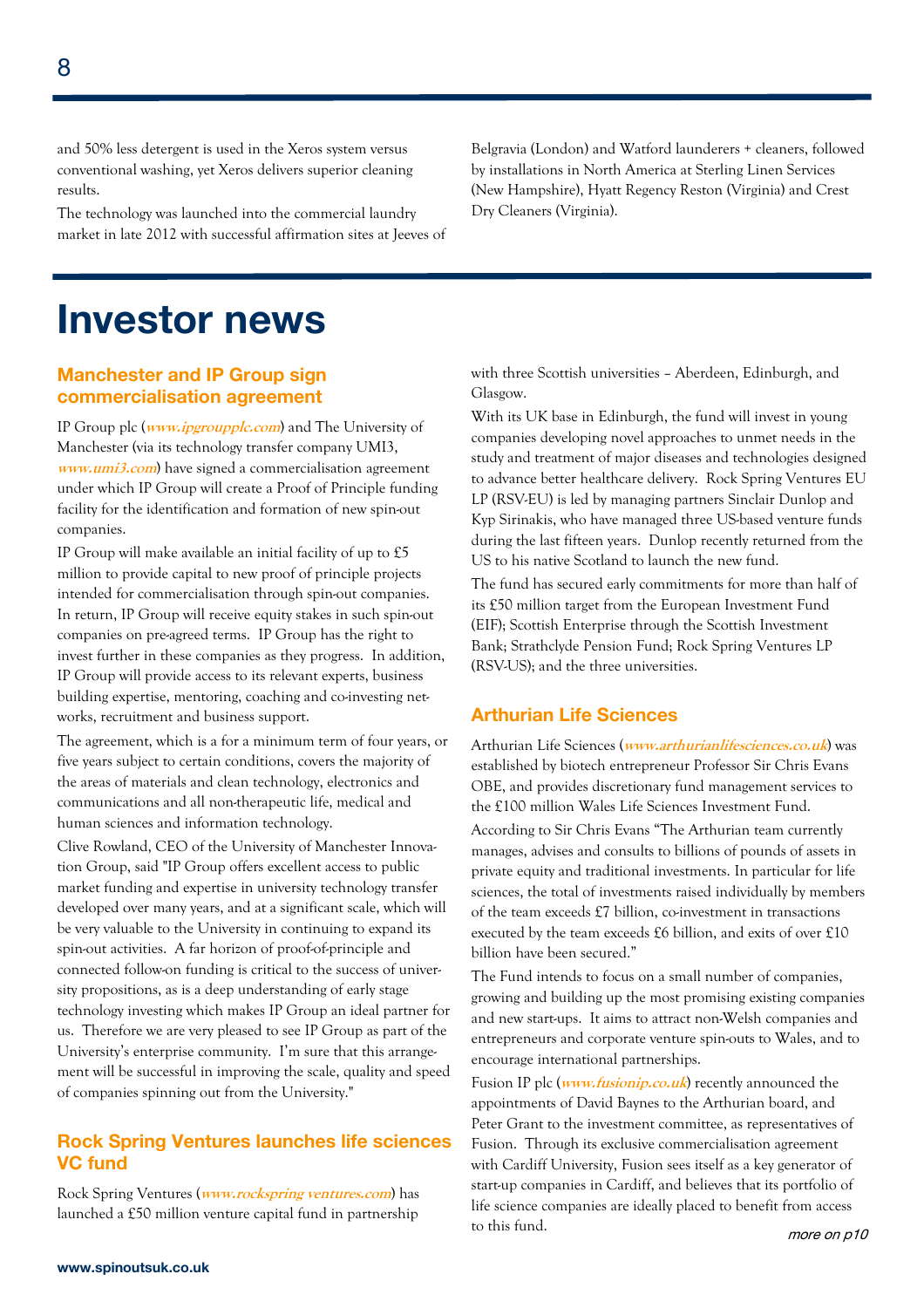and 50% less detergent is used in the Xeros system versus conventional washing, yet Xeros delivers superior cleaning results.

The technology was launched into the commercial laundry market in late 2012 with successful affirmation sites at Jeeves of Belgravia (London) and Watford launderers + cleaners, followed by installations in North America at Sterling Linen Services (New Hampshire), Hyatt Regency Reston (Virginia) and Crest Dry Cleaners (Virginia).

# Investor news

## Manchester and IP Group sign commercialisation agreement

IP Group plc (*www.ipgroupplc.com*) and The University of Manchester (via its technology transfer company UMI3, *www.umi3.com*) have signed a commercialisation agreement under which IP Group will create a Proof of Principle funding facility for the identification and formation of new spin-out companies.

IP Group will make available an initial facility of up to £5 million to provide capital to new proof of principle projects intended for commercialisation through spin-out companies. In return, IP Group will receive equity stakes in such spin-out companies on pre-agreed terms. IP Group has the right to invest further in these companies as they progress. In addition, IP Group will provide access to its relevant experts, business building expertise, mentoring, coaching and co-investing networks, recruitment and business support.

The agreement, which is a for a minimum term of four years, or five years subject to certain conditions, covers the majority of the areas of materials and clean technology, electronics and communications and all non-therapeutic life, medical and human sciences and information technology.

Clive Rowland, CEO of the University of Manchester Innovation Group, said "IP Group offers excellent access to public market funding and expertise in university technology transfer developed over many years, and at a significant scale, which will be very valuable to the University in continuing to expand its spin-out activities. A far horizon of proof-of-principle and connected follow-on funding is critical to the success of university propositions, as is a deep understanding of early stage technology investing which makes IP Group an ideal partner for us. Therefore we are very pleased to see IP Group as part of the University's enterprise community. I'm sure that this arrangement will be successful in improving the scale, quality and speed of companies spinning out from the University."

## Rock Spring Ventures launches life sciences VC fund

Rock Spring Ventures (*www.rockspring ventures.com*) has launched a £50 million venture capital fund in partnership with three Scottish universities – Aberdeen, Edinburgh, and Glasgow.

With its UK base in Edinburgh, the fund will invest in young companies developing novel approaches to unmet needs in the study and treatment of major diseases and technologies designed to advance better healthcare delivery. Rock Spring Ventures EU LP (RSV-EU) is led by managing partners Sinclair Dunlop and Kyp Sirinakis, who have managed three US-based venture funds during the last fifteen years. Dunlop recently returned from the US to his native Scotland to launch the new fund.

The fund has secured early commitments for more than half of its £50 million target from the European Investment Fund (EIF); Scottish Enterprise through the Scottish Investment Bank; Strathclyde Pension Fund; Rock Spring Ventures LP (RSV-US); and the three universities.

## Arthurian Life Sciences

Arthurian Life Sciences (*www.arthurianlifesciences.co.uk*) was established by biotech entrepreneur Professor Sir Chris Evans OBE, and provides discretionary fund management services to the £100 million Wales Life Sciences Investment Fund.

According to Sir Chris Evans "The Arthurian team currently manages, advises and consults to billions of pounds of assets in private equity and traditional investments. In particular for life sciences, the total of investments raised individually by members of the team exceeds £7 billion, co-investment in transactions executed by the team exceeds £6 billion, and exits of over £10 billion have been secured."

The Fund intends to focus on a small number of companies, growing and building up the most promising existing companies and new start-ups. It aims to attract non-Welsh companies and entrepreneurs and corporate venture spin-outs to Wales, and to encourage international partnerships.

Fusion IP plc (*www.fusionip.co.uk*) recently announced the appointments of David Baynes to the Arthurian board, and Peter Grant to the investment committee, as representatives of Fusion. Through its exclusive commercialisation agreement with Cardiff University, Fusion sees itself as a key generator of start-up companies in Cardiff, and believes that its portfolio of life science companies are ideally placed to benefit from access to this fund.

*more on p10*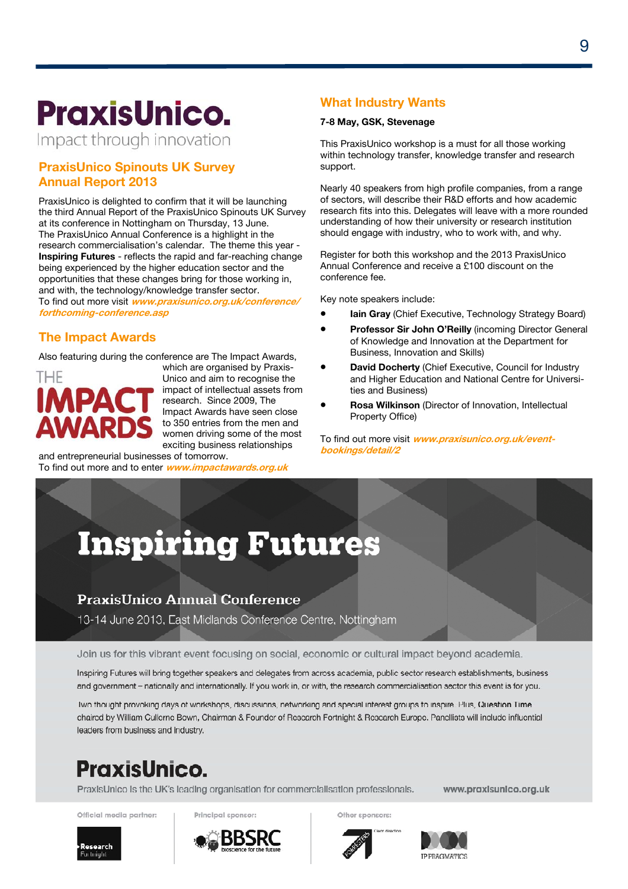# PraxisUnico.

Impact through innovation

## PraxisUnico Spinouts UK Survey Annual Report 2013

PraxisUnico is delighted to confirm that it will be launching the third Annual Report of the PraxisUnico Spinouts UK Survey at its conference in Nottingham on Thursday, 13 June. The PraxisUnico Annual Conference is a highlight in the research commercialisation's calendar. The theme this year - **Inspiring Futures** - reflects the rapid and far-reaching change being experienced by the higher education sector and the opportunities that these changes bring for those working in, and with, the technology/knowledge transfer sector. To find out more visit ***www.praxisunico.org.uk/conference/forthcoming-conference.asp***

## The Impact Awards

Also featuring during the conference are The Impact Awards,

THE IMPACT AWARDS

which are organised by PraxisUnico and aim to recognise the impact of intellectual assets from research. Since 2009, The Impact Awards have seen close to 350 entries from the men and women driving some of the most exciting business relationships and entrepreneurial businesses of tomorrow. To find out more and to enter ***www.impactawards.org.uk***

## What Industry Wants

**7-8 May, GSK, Stevenage**

This PraxisUnico workshop is a must for all those working within technology transfer, knowledge transfer and research support.

Nearly 40 speakers from high profile companies, from a range of sectors, will describe their R&D efforts and how academic research fits into this. Delegates will leave with a more rounded understanding of how their university or research institution should engage with industry, who to work with, and why.

Register for both this workshop and the 2013 PraxisUnico Annual Conference and receive a £100 discount on the conference fee.

Key note speakers include:

- **Iain Gray** (Chief Executive, Technology Strategy Board)
- **Professor Sir John O'Reilly** (incoming Director General of Knowledge and Innovation at the Department for Business, Innovation and Skills)
- **David Docherty** (Chief Executive, Council for Industry and Higher Education and National Centre for Universities and Business)
- **Rosa Wilkinson** (Director of Innovation, Intellectual Property Office)

To find out more visit ***www.praxisunico.org.uk/event-bookings/detail/2***

# Inspiring Futures

**PraxisUnico Annual Conference**

13-14 June 2013, East Midlands Conference Centre, Nottingham

Join us for this vibrant event focusing on social, economic or cultural impact beyond academia.

Inspiring Futures will bring together speakers and delegates from across academia, public sector research establishments, business and government – nationally and internationally. If you work in, or with, the research commercialisation sector this event is for you.

Two thought provoking days of workshops, discussions, networking and special interest groups to inspire. Plus, Question Time chaired by William Cullerne Bown, Chairman & Founder of Research Fortnight & Research Europe. Panellists will include influential leaders from business and industry.

**PraxisUnico.**

PraxisUnico is the UK's leading organisation for commercialisation professionals. www.praxisunico.org.uk

Official media partner: Research Fortnight

Principal sponsor: BBSRC bioscience for the future

Other sponsors: Yorkstest, IP Pragmatics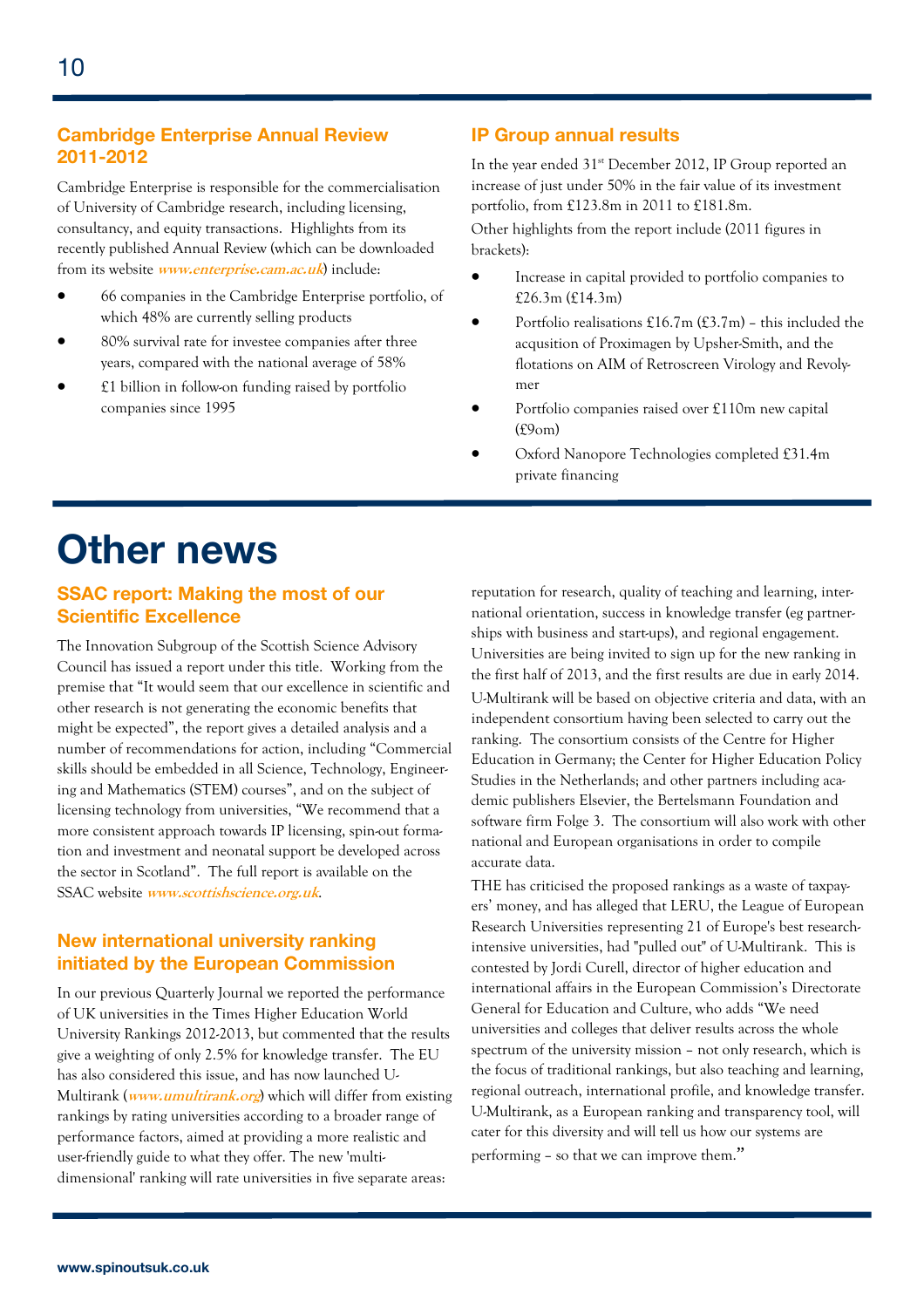## Cambridge Enterprise Annual Review 2011-2012

Cambridge Enterprise is responsible for the commercialisation of University of Cambridge research, including licensing, consultancy, and equity transactions. Highlights from its recently published Annual Review (which can be downloaded from its website ***www.enterprise.cam.ac.uk***) include:

- 66 companies in the Cambridge Enterprise portfolio, of which 48% are currently selling products
- 80% survival rate for investee companies after three years, compared with the national average of 58%
- £1 billion in follow-on funding raised by portfolio companies since 1995

## IP Group annual results

In the year ended 31st December 2012, IP Group reported an increase of just under 50% in the fair value of its investment portfolio, from £123.8m in 2011 to £181.8m.

Other highlights from the report include (2011 figures in brackets):

- Increase in capital provided to portfolio companies to £26.3m (£14.3m)
- Portfolio realisations £16.7m (£3.7m) – this included the acqusition of Proximagen by Upsher-Smith, and the flotations on AIM of Retroscreen Virology and Revolymer
- Portfolio companies raised over £110m new capital (£90m)
- Oxford Nanopore Technologies completed £31.4m private financing

# Other news

## SSAC report: Making the most of our Scientific Excellence

The Innovation Subgroup of the Scottish Science Advisory Council has issued a report under this title. Working from the premise that "It would seem that our excellence in scientific and other research is not generating the economic benefits that might be expected", the report gives a detailed analysis and a number of recommendations for action, including "Commercial skills should be embedded in all Science, Technology, Engineering and Mathematics (STEM) courses", and on the subject of licensing technology from universities, "We recommend that a more consistent approach towards IP licensing, spin-out formation and investment and neonatal support be developed across the sector in Scotland". The full report is available on the SSAC website ***www.scottishscience.org.uk***.

## New international university ranking initiated by the European Commission

In our previous Quarterly Journal we reported the performance of UK universities in the Times Higher Education World University Rankings 2012-2013, but commented that the results give a weighting of only 2.5% for knowledge transfer. The EU has also considered this issue, and has now launched U-Multirank (***www.umultirank.org***) which will differ from existing rankings by rating universities according to a broader range of performance factors, aimed at providing a more realistic and user-friendly guide to what they offer. The new 'multi-dimensional' ranking will rate universities in five separate areas: reputation for research, quality of teaching and learning, international orientation, success in knowledge transfer (eg partnerships with business and start-ups), and regional engagement. Universities are being invited to sign up for the new ranking in the first half of 2013, and the first results are due in early 2014.

U-Multirank will be based on objective criteria and data, with an independent consortium having been selected to carry out the ranking. The consortium consists of the Centre for Higher Education in Germany; the Center for Higher Education Policy Studies in the Netherlands; and other partners including academic publishers Elsevier, the Bertelsmann Foundation and software firm Folge 3. The consortium will also work with other national and European organisations in order to compile accurate data.

THE has criticised the proposed rankings as a waste of taxpayers' money, and has alleged that LERU, the League of European Research Universities representing 21 of Europe's best research-intensive universities, had "pulled out" of U-Multirank. This is contested by Jordi Curell, director of higher education and international affairs in the European Commission's Directorate General for Education and Culture, who adds "We need universities and colleges that deliver results across the whole spectrum of the university mission – not only research, which is the focus of traditional rankings, but also teaching and learning, regional outreach, international profile, and knowledge transfer. U-Multirank, as a European ranking and transparency tool, will cater for this diversity and will tell us how our systems are performing – so that we can improve them."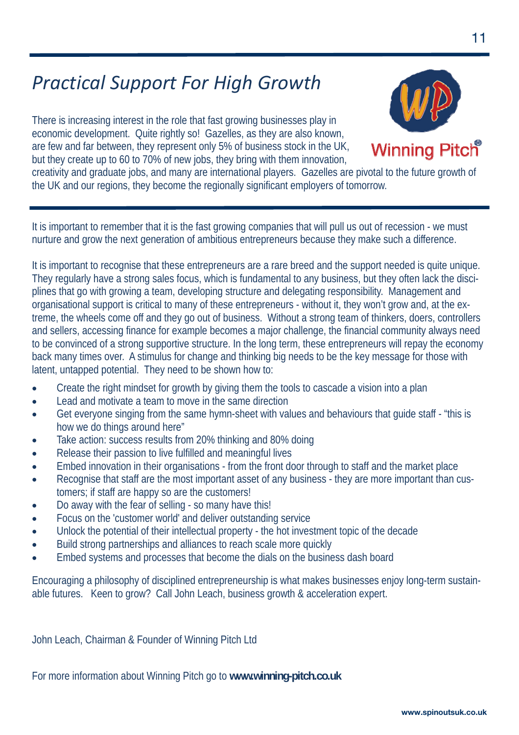# *Practical Support For High Growth*

There is increasing interest in the role that fast growing businesses play in economic development. Quite rightly so! Gazelles, as they are also known, are few and far between, they represent only 5% of business stock in the UK, but they create up to 60 to 70% of new jobs, they bring with them innovation, creativity and graduate jobs, and many are international players. Gazelles are pivotal to the future growth of the UK and our regions, they become the regionally significant employers of tomorrow.

It is important to remember that it is the fast growing companies that will pull us out of recession - we must nurture and grow the next generation of ambitious entrepreneurs because they make such a difference.

It is important to recognise that these entrepreneurs are a rare breed and the support needed is quite unique. They regularly have a strong sales focus, which is fundamental to any business, but they often lack the disciplines that go with growing a team, developing structure and delegating responsibility. Management and organisational support is critical to many of these entrepreneurs - without it, they won't grow and, at the extreme, the wheels come off and they go out of business. Without a strong team of thinkers, doers, controllers and sellers, accessing finance for example becomes a major challenge, the financial community always need to be convinced of a strong supportive structure. In the long term, these entrepreneurs will repay the economy back many times over. A stimulus for change and thinking big needs to be the key message for those with latent, untapped potential. They need to be shown how to:

- Create the right mindset for growth by giving them the tools to cascade a vision into a plan
- Lead and motivate a team to move in the same direction
- Get everyone singing from the same hymn-sheet with values and behaviours that guide staff - "this is how we do things around here"
- Take action: success results from 20% thinking and 80% doing
- Release their passion to live fulfilled and meaningful lives
- Embed innovation in their organisations - from the front door through to staff and the market place
- Recognise that staff are the most important asset of any business - they are more important than customers; if staff are happy so are the customers!
- Do away with the fear of selling - so many have this!
- Focus on the 'customer world' and deliver outstanding service
- Unlock the potential of their intellectual property - the hot investment topic of the decade
- Build strong partnerships and alliances to reach scale more quickly
- Embed systems and processes that become the dials on the business dash board

Encouraging a philosophy of disciplined entrepreneurship is what makes businesses enjoy long-term sustainable futures. Keen to grow? Call John Leach, business growth & acceleration expert.

John Leach, Chairman & Founder of Winning Pitch Ltd

For more information about Winning Pitch go to **www.winning-pitch.co.uk**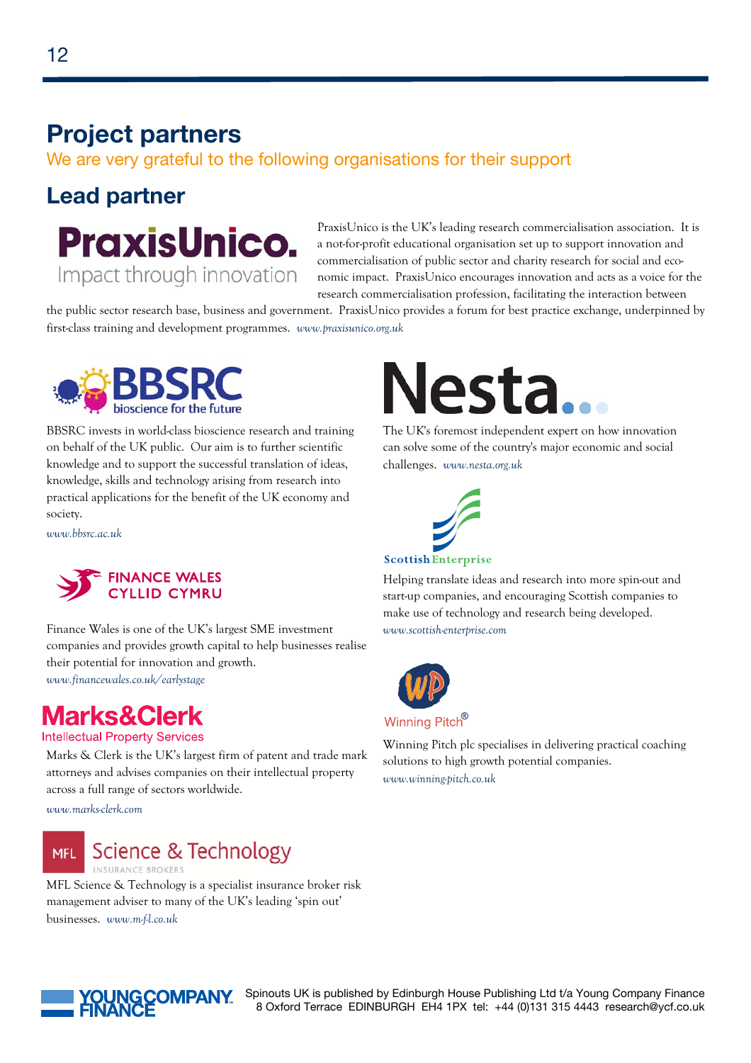# Project partners

We are very grateful to the following organisations for their support

## Lead partner

PraxisUnico. Impact through innovation

PraxisUnico is the UK's leading research commercialisation association. It is a not-for-profit educational organisation set up to support innovation and commercialisation of public sector and charity research for social and economic impact. PraxisUnico encourages innovation and acts as a voice for the research commercialisation profession, facilitating the interaction between the public sector research base, business and government. PraxisUnico provides a forum for best practice exchange, underpinned by first-class training and development programmes. *www.praxisunico.org.uk*

BBSRC bioscience for the future

BBSRC invests in world-class bioscience research and training on behalf of the UK public. Our aim is to further scientific knowledge and to support the successful translation of ideas, knowledge, skills and technology arising from research into practical applications for the benefit of the UK economy and society.

*www.bbsrc.ac.uk*

FINANCE WALES CYLLID CYMRU

Finance Wales is one of the UK's largest SME investment companies and provides growth capital to help businesses realise their potential for innovation and growth.

*www.financewales.co.uk/earlystage*

Marks&Clerk Intellectual Property Services

Marks & Clerk is the UK's largest firm of patent and trade mark attorneys and advises companies on their intellectual property across a full range of sectors worldwide.

*www.marks-clerk.com*

MFL Science & Technology INSURANCE BROKERS

MFL Science & Technology is a specialist insurance broker risk management adviser to many of the UK's leading 'spin out' businesses. *www.m-f-l.co.uk*

Nesta

The UK's foremost independent expert on how innovation can solve some of the country's major economic and social challenges. *www.nesta.org.uk*

Scottish Enterprise

Helping translate ideas and research into more spin-out and start-up companies, and encouraging Scottish companies to make use of technology and research being developed.

*www.scottish-enterprise.com*

Winning Pitch®

Winning Pitch plc specialises in delivering practical coaching solutions to high growth potential companies.

*www.winning-pitch.co.uk*

YOUNG COMPANY FINANCE

Spinouts UK is published by Edinburgh House Publishing Ltd t/a Young Company Finance
8 Oxford Terrace EDINBURGH EH4 1PX tel: +44 (0)131 315 4443 research@ycf.co.uk